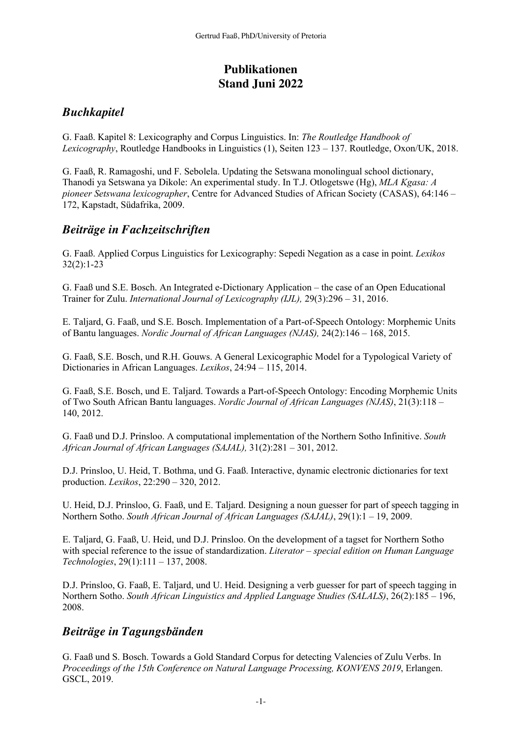# Publikationen
# Stand Juni 2022

## *Buchkapitel*

G. Faaß. Kapitel 8: Lexicography and Corpus Linguistics. In: *The Routledge Handbook of Lexicography*, Routledge Handbooks in Linguistics (1), Seiten 123 – 137. Routledge, Oxon/UK, 2018.

G. Faaß, R. Ramagoshi, und F. Sebolela. Updating the Setswana monolingual school dictionary, Thanodi ya Setswana ya Dikole: An experimental study. In T.J. Otlogetswe (Hg), *MLA Kgasa: A pioneer Setswana lexicographer*, Centre for Advanced Studies of African Society (CASAS), 64:146 – 172, Kapstadt, Südafrika, 2009.

## *Beiträge in Fachzeitschriften*

G. Faaß. Applied Corpus Linguistics for Lexicography: Sepedi Negation as a case in point. *Lexikos* 32(2):1-23

G. Faaß und S.E. Bosch. An Integrated e-Dictionary Application – the case of an Open Educational Trainer for Zulu. *International Journal of Lexicography (IJL),* 29(3):296 – 31, 2016.

E. Taljard, G. Faaß, und S.E. Bosch. Implementation of a Part-of-Speech Ontology: Morphemic Units of Bantu languages. *Nordic Journal of African Languages (NJAS),* 24(2):146 – 168, 2015.

G. Faaß, S.E. Bosch, und R.H. Gouws. A General Lexicographic Model for a Typological Variety of Dictionaries in African Languages. *Lexikos*, 24:94 – 115, 2014.

G. Faaß, S.E. Bosch, und E. Taljard. Towards a Part-of-Speech Ontology: Encoding Morphemic Units of Two South African Bantu languages. *Nordic Journal of African Languages (NJAS)*, 21(3):118 – 140, 2012.

G. Faaß und D.J. Prinsloo. A computational implementation of the Northern Sotho Infinitive. *South African Journal of African Languages (SAJAL),* 31(2):281 – 301, 2012.

D.J. Prinsloo, U. Heid, T. Bothma, und G. Faaß. Interactive, dynamic electronic dictionaries for text production. *Lexikos*, 22:290 – 320, 2012.

U. Heid, D.J. Prinsloo, G. Faaß, und E. Taljard. Designing a noun guesser for part of speech tagging in Northern Sotho. *South African Journal of African Languages (SAJAL)*, 29(1):1 – 19, 2009.

E. Taljard, G. Faaß, U. Heid, und D.J. Prinsloo. On the development of a tagset for Northern Sotho with special reference to the issue of standardization. *Literator – special edition on Human Language Technologies*, 29(1):111 – 137, 2008.

D.J. Prinsloo, G. Faaß, E. Taljard, und U. Heid. Designing a verb guesser for part of speech tagging in Northern Sotho. *South African Linguistics and Applied Language Studies (SALALS)*, 26(2):185 – 196, 2008.

## *Beiträge in Tagungsbänden*

G. Faaß und S. Bosch. Towards a Gold Standard Corpus for detecting Valencies of Zulu Verbs. In *Proceedings of the 15th Conference on Natural Language Processing, KONVENS 2019*, Erlangen. GSCL, 2019.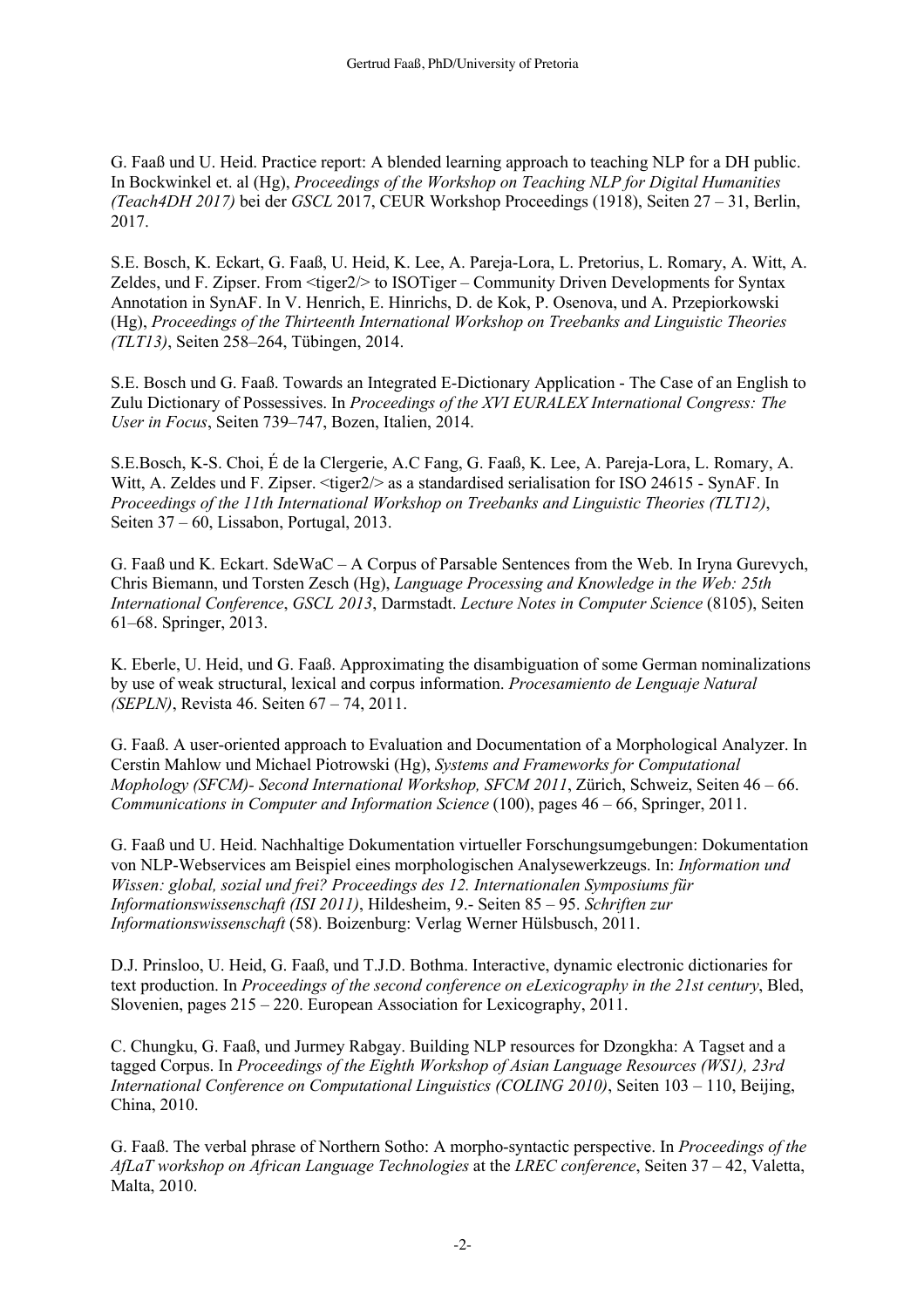G. Faaß und U. Heid. Practice report: A blended learning approach to teaching NLP for a DH public. In Bockwinkel et. al (Hg), *Proceedings of the Workshop on Teaching NLP for Digital Humanities (Teach4DH 2017)* bei der *GSCL* 2017, CEUR Workshop Proceedings (1918), Seiten 27 – 31, Berlin, 2017.

S.E. Bosch, K. Eckart, G. Faaß, U. Heid, K. Lee, A. Pareja-Lora, L. Pretorius, L. Romary, A. Witt, A. Zeldes, und F. Zipser. From <tiger2/> to ISOTiger – Community Driven Developments for Syntax Annotation in SynAF. In V. Henrich, E. Hinrichs, D. de Kok, P. Osenova, und A. Przepiorkowski (Hg), *Proceedings of the Thirteenth International Workshop on Treebanks and Linguistic Theories (TLT13)*, Seiten 258–264, Tübingen, 2014.

S.E. Bosch und G. Faaß. Towards an Integrated E-Dictionary Application - The Case of an English to Zulu Dictionary of Possessives. In *Proceedings of the XVI EURALEX International Congress: The User in Focus*, Seiten 739–747, Bozen, Italien, 2014.

S.E.Bosch, K-S. Choi, É de la Clergerie, A.C Fang, G. Faaß, K. Lee, A. Pareja-Lora, L. Romary, A. Witt, A. Zeldes und F. Zipser. <tiger2/> as a standardised serialisation for ISO 24615 - SynAF. In *Proceedings of the 11th International Workshop on Treebanks and Linguistic Theories (TLT12)*, Seiten 37 – 60, Lissabon, Portugal, 2013.

G. Faaß und K. Eckart. SdeWaC – A Corpus of Parsable Sentences from the Web. In Iryna Gurevych, Chris Biemann, und Torsten Zesch (Hg), *Language Processing and Knowledge in the Web: 25th International Conference*, *GSCL 2013*, Darmstadt. *Lecture Notes in Computer Science* (8105), Seiten 61–68. Springer, 2013.

K. Eberle, U. Heid, und G. Faaß. Approximating the disambiguation of some German nominalizations by use of weak structural, lexical and corpus information. *Procesamiento de Lenguaje Natural (SEPLN)*, Revista 46. Seiten 67 – 74, 2011.

G. Faaß. A user-oriented approach to Evaluation and Documentation of a Morphological Analyzer. In Cerstin Mahlow und Michael Piotrowski (Hg), *Systems and Frameworks for Computational Mophology (SFCM)- Second International Workshop, SFCM 2011*, Zürich, Schweiz, Seiten 46 – 66. *Communications in Computer and Information Science* (100), pages 46 – 66, Springer, 2011.

G. Faaß und U. Heid. Nachhaltige Dokumentation virtueller Forschungsumgebungen: Dokumentation von NLP-Webservices am Beispiel eines morphologischen Analysewerkzeugs. In: *Information und Wissen: global, sozial und frei? Proceedings des 12. Internationalen Symposiums für Informationswissenschaft (ISI 2011)*, Hildesheim, 9.- Seiten 85 – 95. *Schriften zur Informationswissenschaft* (58). Boizenburg: Verlag Werner Hülsbusch, 2011.

D.J. Prinsloo, U. Heid, G. Faaß, und T.J.D. Bothma. Interactive, dynamic electronic dictionaries for text production. In *Proceedings of the second conference on eLexicography in the 21st century*, Bled, Slovenien, pages 215 – 220. European Association for Lexicography, 2011.

C. Chungku, G. Faaß, und Jurmey Rabgay. Building NLP resources for Dzongkha: A Tagset and a tagged Corpus. In *Proceedings of the Eighth Workshop of Asian Language Resources (WS1), 23rd International Conference on Computational Linguistics (COLING 2010)*, Seiten 103 – 110, Beijing, China, 2010.

G. Faaß. The verbal phrase of Northern Sotho: A morpho-syntactic perspective. In *Proceedings of the AfLaT workshop on African Language Technologies* at the *LREC conference*, Seiten 37 – 42, Valetta, Malta, 2010.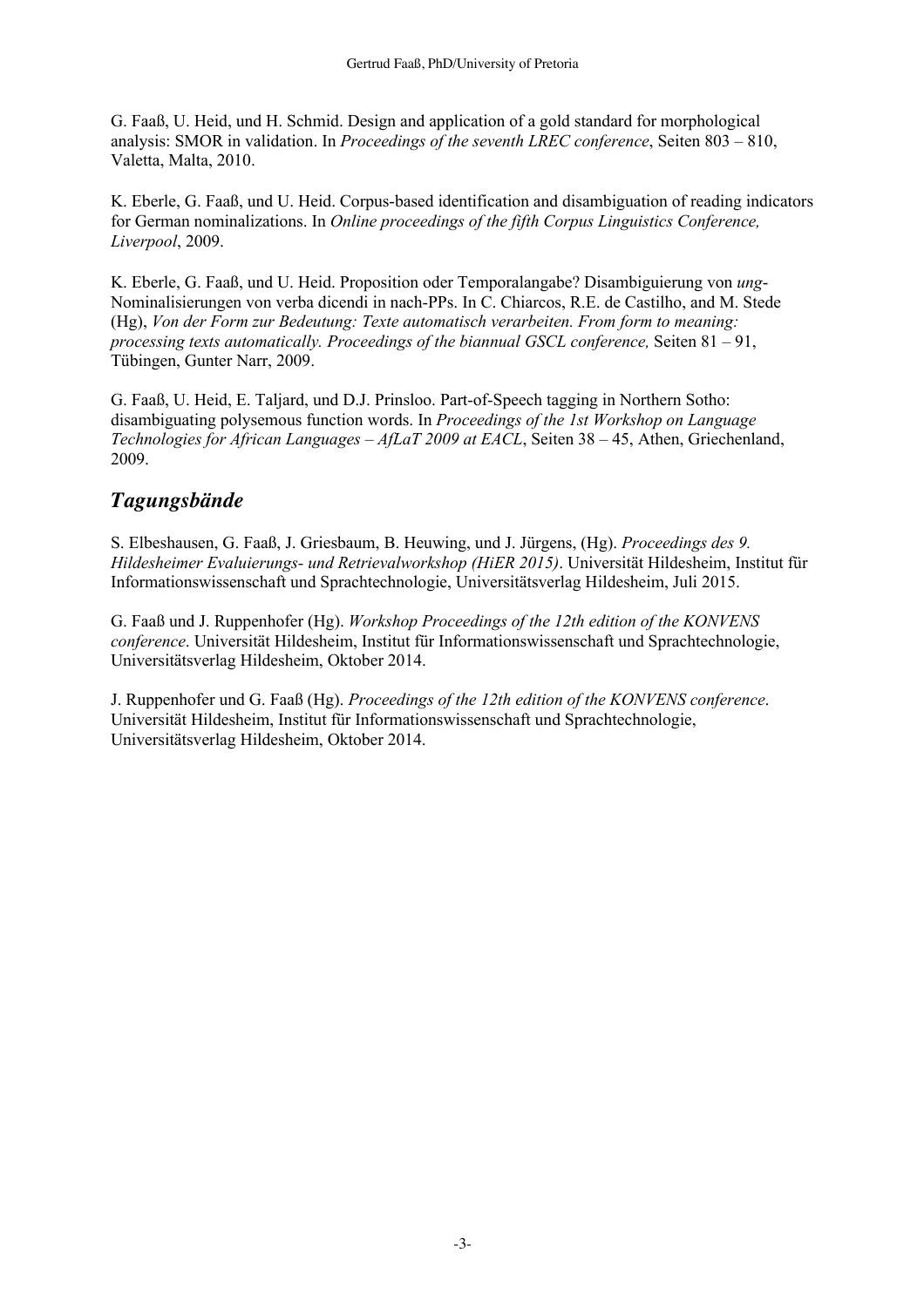G. Faaß, U. Heid, und H. Schmid. Design and application of a gold standard for morphological analysis: SMOR in validation. In *Proceedings of the seventh LREC conference*, Seiten 803 – 810, Valetta, Malta, 2010.

K. Eberle, G. Faaß, und U. Heid. Corpus-based identification and disambiguation of reading indicators for German nominalizations. In *Online proceedings of the fifth Corpus Linguistics Conference, Liverpool*, 2009.

K. Eberle, G. Faaß, und U. Heid. Proposition oder Temporalangabe? Disambiguierung von *ung*-Nominalisierungen von verba dicendi in nach-PPs. In C. Chiarcos, R.E. de Castilho, and M. Stede (Hg), *Von der Form zur Bedeutung: Texte automatisch verarbeiten. From form to meaning: processing texts automatically. Proceedings of the biannual GSCL conference,* Seiten 81 – 91, Tübingen, Gunter Narr, 2009.

G. Faaß, U. Heid, E. Taljard, und D.J. Prinsloo. Part-of-Speech tagging in Northern Sotho: disambiguating polysemous function words. In *Proceedings of the 1st Workshop on Language Technologies for African Languages – AfLaT 2009 at EACL*, Seiten 38 – 45, Athen, Griechenland, 2009.

## *Tagungsbände*

S. Elbeshausen, G. Faaß, J. Griesbaum, B. Heuwing, und J. Jürgens, (Hg). *Proceedings des 9. Hildesheimer Evaluierungs- und Retrievalworkshop (HiER 2015)*. Universität Hildesheim, Institut für Informationswissenschaft und Sprachtechnologie, Universitätsverlag Hildesheim, Juli 2015.

G. Faaß und J. Ruppenhofer (Hg). *Workshop Proceedings of the 12th edition of the KONVENS conference*. Universität Hildesheim, Institut für Informationswissenschaft und Sprachtechnologie, Universitätsverlag Hildesheim, Oktober 2014.

J. Ruppenhofer und G. Faaß (Hg). *Proceedings of the 12th edition of the KONVENS conference*. Universität Hildesheim, Institut für Informationswissenschaft und Sprachtechnologie, Universitätsverlag Hildesheim, Oktober 2014.